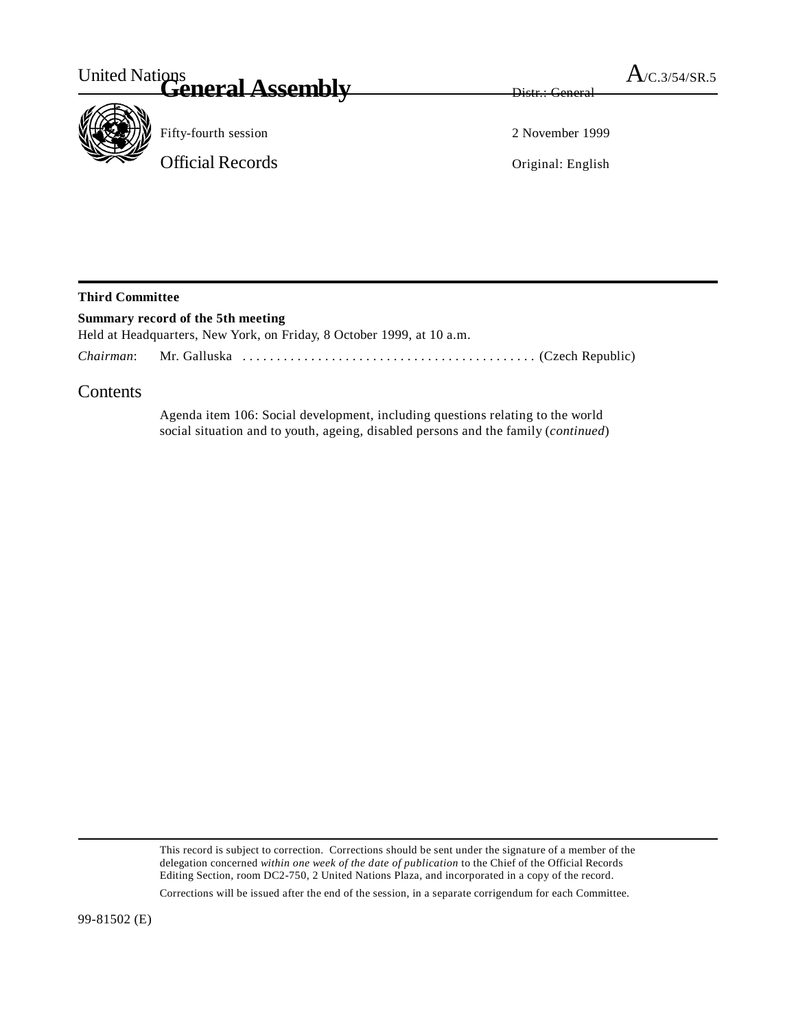United Nations

# General Assembly

A/C.3/54/SR.5

Distr.: General

Fifty-fourth session

2 November 1999

Official Records

Original: English

**Third Committee**

**Summary record of the 5th meeting**

Held at Headquarters, New York, on Friday, 8 October 1999, at 10 a.m.

*Chairman*: Mr. Galluska .......................................... (Czech Republic)

## Contents

Agenda item 106: Social development, including questions relating to the world social situation and to youth, ageing, disabled persons and the family (*continued*)

This record is subject to correction. Corrections should be sent under the signature of a member of the delegation concerned *within one week of the date of publication* to the Chief of the Official Records Editing Section, room DC2-750, 2 United Nations Plaza, and incorporated in a copy of the record.

Corrections will be issued after the end of the session, in a separate corrigendum for each Committee.

99-81502 (E)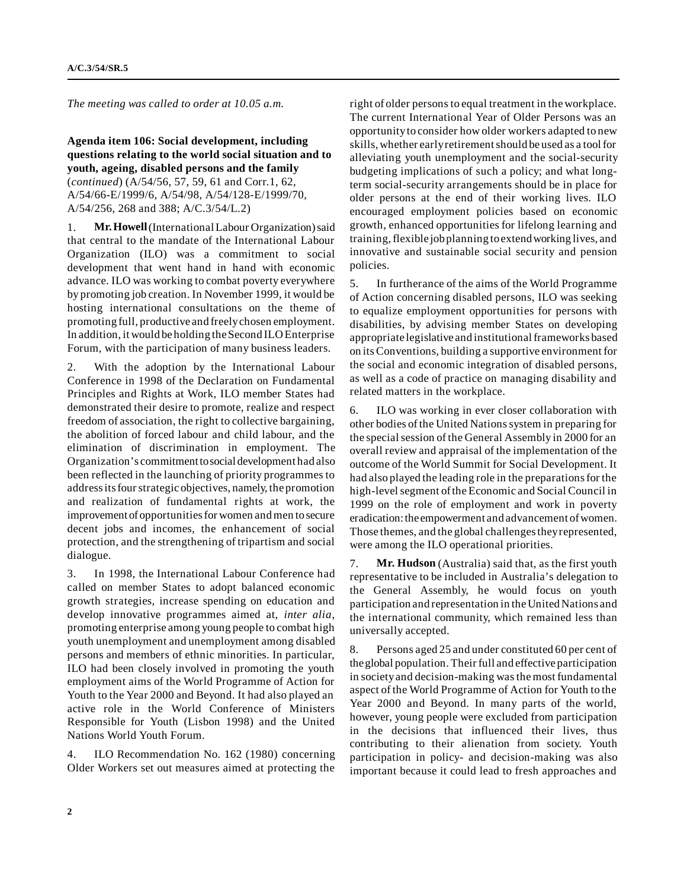*The meeting was called to order at 10.05 a.m.*

**Agenda item 106: Social development, including questions relating to the world social situation and to youth, ageing, disabled persons and the family** (*continued*) (A/54/56, 57, 59, 61 and Corr.1, 62, A/54/66-E/1999/6, A/54/98, A/54/128-E/1999/70, A/54/256, 268 and 388; A/C.3/54/L.2)

1. **Mr. Howell** (International Labour Organization) said that central to the mandate of the International Labour Organization (ILO) was a commitment to social development that went hand in hand with economic advance. ILO was working to combat poverty everywhere by promoting job creation. In November 1999, it would be hosting international consultations on the theme of promoting full, productive and freely chosen employment. In addition, it would be holding the Second ILO Enterprise Forum, with the participation of many business leaders.

2. With the adoption by the International Labour Conference in 1998 of the Declaration on Fundamental Principles and Rights at Work, ILO member States had demonstrated their desire to promote, realize and respect freedom of association, the right to collective bargaining, the abolition of forced labour and child labour, and the elimination of discrimination in employment. The Organization's commitment to social development had also been reflected in the launching of priority programmes to address its four strategic objectives, namely, the promotion and realization of fundamental rights at work, the improvement of opportunities for women and men to secure decent jobs and incomes, the enhancement of social protection, and the strengthening of tripartism and social dialogue.

3. In 1998, the International Labour Conference had called on member States to adopt balanced economic growth strategies, increase spending on education and develop innovative programmes aimed at, *inter alia*, promoting enterprise among young people to combat high youth unemployment and unemployment among disabled persons and members of ethnic minorities. In particular, ILO had been closely involved in promoting the youth employment aims of the World Programme of Action for Youth to the Year 2000 and Beyond. It had also played an active role in the World Conference of Ministers Responsible for Youth (Lisbon 1998) and the United Nations World Youth Forum.

4. ILO Recommendation No. 162 (1980) concerning Older Workers set out measures aimed at protecting the right of older persons to equal treatment in the workplace. The current International Year of Older Persons was an opportunity to consider how older workers adapted to new skills, whether early retirement should be used as a tool for alleviating youth unemployment and the social-security budgeting implications of such a policy; and what long-term social-security arrangements should be in place for older persons at the end of their working lives. ILO encouraged employment policies based on economic growth, enhanced opportunities for lifelong learning and training, flexible job planning to extend working lives, and innovative and sustainable social security and pension policies.

5. In furtherance of the aims of the World Programme of Action concerning disabled persons, ILO was seeking to equalize employment opportunities for persons with disabilities, by advising member States on developing appropriate legislative and institutional frameworks based on its Conventions, building a supportive environment for the social and economic integration of disabled persons, as well as a code of practice on managing disability and related matters in the workplace.

6. ILO was working in ever closer collaboration with other bodies of the United Nations system in preparing for the special session of the General Assembly in 2000 for an overall review and appraisal of the implementation of the outcome of the World Summit for Social Development. It had also played the leading role in the preparations for the high-level segment of the Economic and Social Council in 1999 on the role of employment and work in poverty eradication: the empowerment and advancement of women. Those themes, and the global challenges they represented, were among the ILO operational priorities.

7. **Mr. Hudson** (Australia) said that, as the first youth representative to be included in Australia's delegation to the General Assembly, he would focus on youth participation and representation in the United Nations and the international community, which remained less than universally accepted.

8. Persons aged 25 and under constituted 60 per cent of the global population. Their full and effective participation in society and decision-making was the most fundamental aspect of the World Programme of Action for Youth to the Year 2000 and Beyond. In many parts of the world, however, young people were excluded from participation in the decisions that influenced their lives, thus contributing to their alienation from society. Youth participation in policy- and decision-making was also important because it could lead to fresh approaches and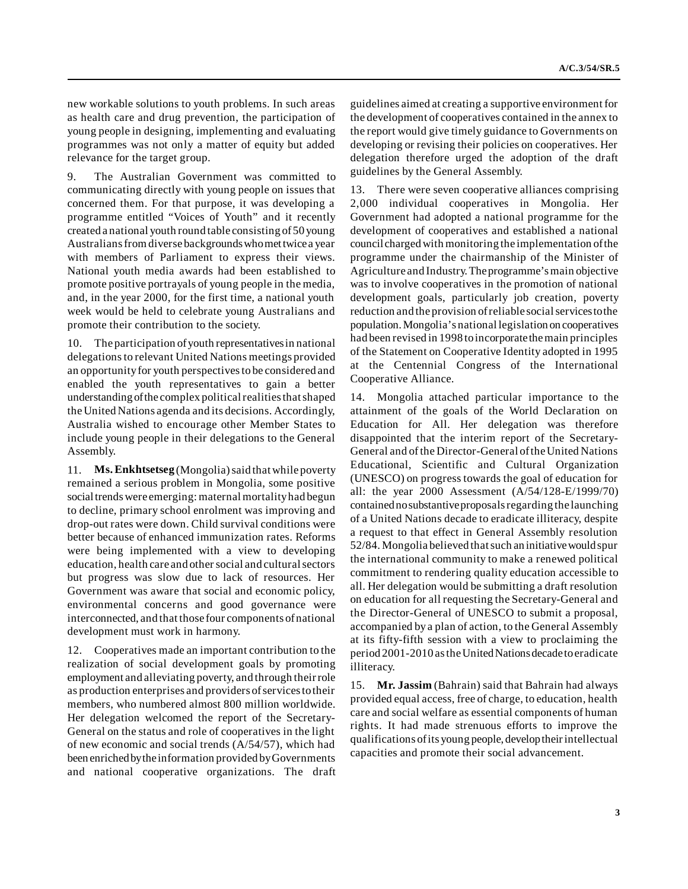new workable solutions to youth problems. In such areas as health care and drug prevention, the participation of young people in designing, implementing and evaluating programmes was not only a matter of equity but added relevance for the target group.

9. The Australian Government was committed to communicating directly with young people on issues that concerned them. For that purpose, it was developing a programme entitled "Voices of Youth" and it recently created a national youth round table consisting of 50 young Australians from diverse backgrounds who met twice a year with members of Parliament to express their views. National youth media awards had been established to promote positive portrayals of young people in the media, and, in the year 2000, for the first time, a national youth week would be held to celebrate young Australians and promote their contribution to the society.

10. The participation of youth representatives in national delegations to relevant United Nations meetings provided an opportunity for youth perspectives to be considered and enabled the youth representatives to gain a better understanding of the complex political realities that shaped the United Nations agenda and its decisions. Accordingly, Australia wished to encourage other Member States to include young people in their delegations to the General Assembly.

11. **Ms. Enkhtsetseg** (Mongolia) said that while poverty remained a serious problem in Mongolia, some positive social trends were emerging: maternal mortality had begun to decline, primary school enrolment was improving and drop-out rates were down. Child survival conditions were better because of enhanced immunization rates. Reforms were being implemented with a view to developing education, health care and other social and cultural sectors but progress was slow due to lack of resources. Her Government was aware that social and economic policy, environmental concerns and good governance were interconnected, and that those four components of national development must work in harmony.

12. Cooperatives made an important contribution to the realization of social development goals by promoting employment and alleviating poverty, and through their role as production enterprises and providers of services to their members, who numbered almost 800 million worldwide. Her delegation welcomed the report of the Secretary-General on the status and role of cooperatives in the light of new economic and social trends (A/54/57), which had been enriched by the information provided by Governments and national cooperative organizations. The draft guidelines aimed at creating a supportive environment for the development of cooperatives contained in the annex to the report would give timely guidance to Governments on developing or revising their policies on cooperatives. Her delegation therefore urged the adoption of the draft guidelines by the General Assembly.

13. There were seven cooperative alliances comprising 2,000 individual cooperatives in Mongolia. Her Government had adopted a national programme for the development of cooperatives and established a national council charged with monitoring the implementation of the programme under the chairmanship of the Minister of Agriculture and Industry. The programme's main objective was to involve cooperatives in the promotion of national development goals, particularly job creation, poverty reduction and the provision of reliable social services to the population. Mongolia's national legislation on cooperatives had been revised in 1998 to incorporate the main principles of the Statement on Cooperative Identity adopted in 1995 at the Centennial Congress of the International Cooperative Alliance.

14. Mongolia attached particular importance to the attainment of the goals of the World Declaration on Education for All. Her delegation was therefore disappointed that the interim report of the Secretary-General and of the Director-General of the United Nations Educational, Scientific and Cultural Organization (UNESCO) on progress towards the goal of education for all: the year 2000 Assessment (A/54/128-E/1999/70) contained no substantive proposals regarding the launching of a United Nations decade to eradicate illiteracy, despite a request to that effect in General Assembly resolution 52/84. Mongolia believed that such an initiative would spur the international community to make a renewed political commitment to rendering quality education accessible to all. Her delegation would be submitting a draft resolution on education for all requesting the Secretary-General and the Director-General of UNESCO to submit a proposal, accompanied by a plan of action, to the General Assembly at its fifty-fifth session with a view to proclaiming the period 2001-2010 as the United Nations decade to eradicate illiteracy.

15. **Mr. Jassim** (Bahrain) said that Bahrain had always provided equal access, free of charge, to education, health care and social welfare as essential components of human rights. It had made strenuous efforts to improve the qualifications of its young people, develop their intellectual capacities and promote their social advancement.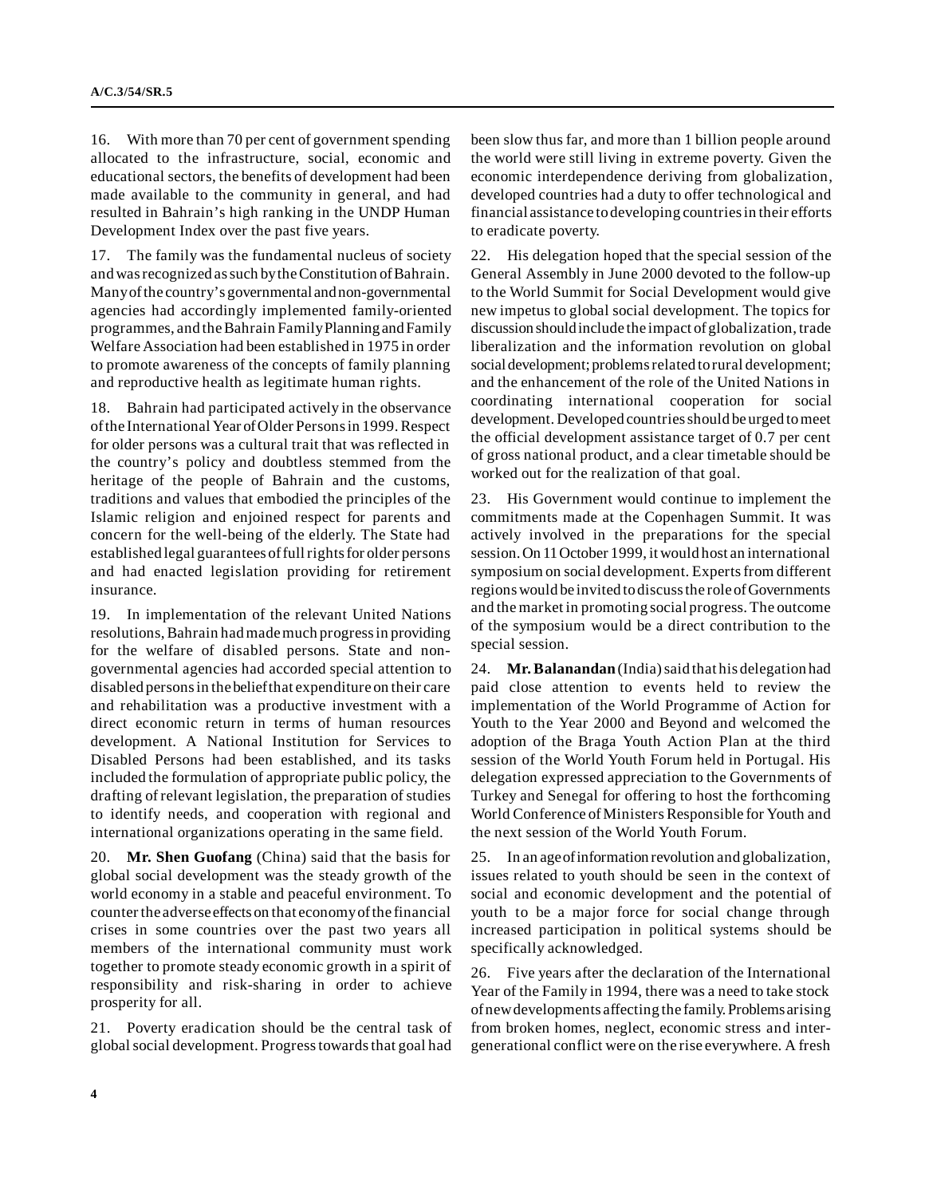16. With more than 70 per cent of government spending allocated to the infrastructure, social, economic and educational sectors, the benefits of development had been made available to the community in general, and had resulted in Bahrain's high ranking in the UNDP Human Development Index over the past five years.

17. The family was the fundamental nucleus of society and was recognized as such by the Constitution of Bahrain. Many of the country's governmental and non-governmental agencies had accordingly implemented family-oriented programmes, and the Bahrain Family Planning and Family Welfare Association had been established in 1975 in order to promote awareness of the concepts of family planning and reproductive health as legitimate human rights.

18. Bahrain had participated actively in the observance of the International Year of Older Persons in 1999. Respect for older persons was a cultural trait that was reflected in the country's policy and doubtless stemmed from the heritage of the people of Bahrain and the customs, traditions and values that embodied the principles of the Islamic religion and enjoined respect for parents and concern for the well-being of the elderly. The State had established legal guarantees of full rights for older persons and had enacted legislation providing for retirement insurance.

19. In implementation of the relevant United Nations resolutions, Bahrain had made much progress in providing for the welfare of disabled persons. State and non-governmental agencies had accorded special attention to disabled persons in the belief that expenditure on their care and rehabilitation was a productive investment with a direct economic return in terms of human resources development. A National Institution for Services to Disabled Persons had been established, and its tasks included the formulation of appropriate public policy, the drafting of relevant legislation, the preparation of studies to identify needs, and cooperation with regional and international organizations operating in the same field.

20. **Mr. Shen Guofang** (China) said that the basis for global social development was the steady growth of the world economy in a stable and peaceful environment. To counter the adverse effects on that economy of the financial crises in some countries over the past two years all members of the international community must work together to promote steady economic growth in a spirit of responsibility and risk-sharing in order to achieve prosperity for all.

21. Poverty eradication should be the central task of global social development. Progress towards that goal had been slow thus far, and more than 1 billion people around the world were still living in extreme poverty. Given the economic interdependence deriving from globalization, developed countries had a duty to offer technological and financial assistance to developing countries in their efforts to eradicate poverty.

22. His delegation hoped that the special session of the General Assembly in June 2000 devoted to the follow-up to the World Summit for Social Development would give new impetus to global social development. The topics for discussion should include the impact of globalization, trade liberalization and the information revolution on global social development; problems related to rural development; and the enhancement of the role of the United Nations in coordinating international cooperation for social development. Developed countries should be urged to meet the official development assistance target of 0.7 per cent of gross national product, and a clear timetable should be worked out for the realization of that goal.

23. His Government would continue to implement the commitments made at the Copenhagen Summit. It was actively involved in the preparations for the special session. On 11 October 1999, it would host an international symposium on social development. Experts from different regions would be invited to discuss the role of Governments and the market in promoting social progress. The outcome of the symposium would be a direct contribution to the special session.

24. **Mr. Balanandan** (India) said that his delegation had paid close attention to events held to review the implementation of the World Programme of Action for Youth to the Year 2000 and Beyond and welcomed the adoption of the Braga Youth Action Plan at the third session of the World Youth Forum held in Portugal. His delegation expressed appreciation to the Governments of Turkey and Senegal for offering to host the forthcoming World Conference of Ministers Responsible for Youth and the next session of the World Youth Forum.

25. In an age of information revolution and globalization, issues related to youth should be seen in the context of social and economic development and the potential of youth to be a major force for social change through increased participation in political systems should be specifically acknowledged.

26. Five years after the declaration of the International Year of the Family in 1994, there was a need to take stock of new developments affecting the family. Problems arising from broken homes, neglect, economic stress and inter-generational conflict were on the rise everywhere. A fresh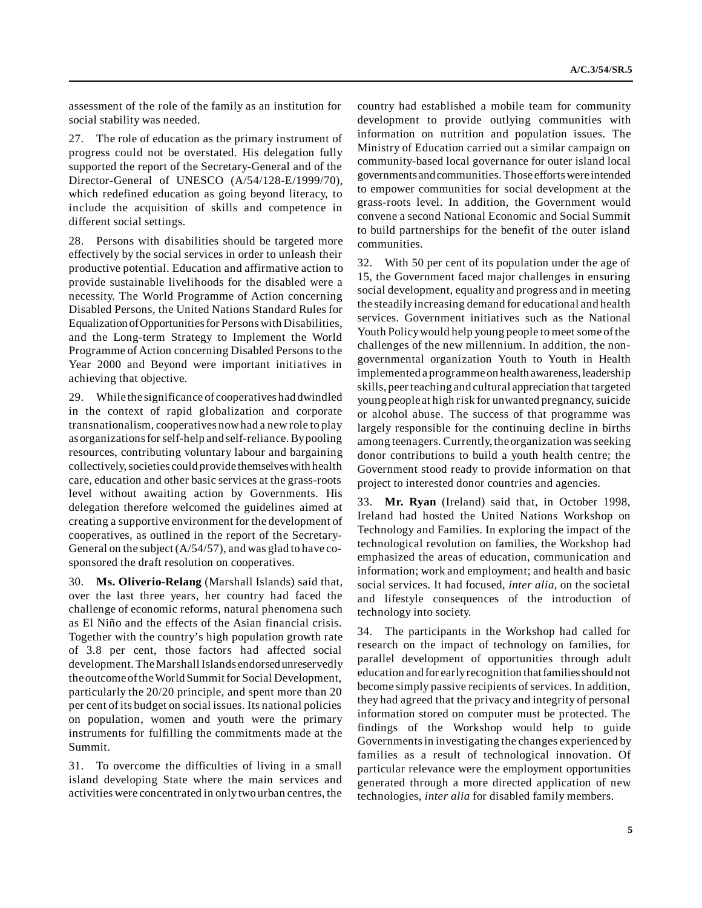assessment of the role of the family as an institution for social stability was needed.

27. The role of education as the primary instrument of progress could not be overstated. His delegation fully supported the report of the Secretary-General and of the Director-General of UNESCO (A/54/128-E/1999/70), which redefined education as going beyond literacy, to include the acquisition of skills and competence in different social settings.

28. Persons with disabilities should be targeted more effectively by the social services in order to unleash their productive potential. Education and affirmative action to provide sustainable livelihoods for the disabled were a necessity. The World Programme of Action concerning Disabled Persons, the United Nations Standard Rules for Equalization of Opportunities for Persons with Disabilities, and the Long-term Strategy to Implement the World Programme of Action concerning Disabled Persons to the Year 2000 and Beyond were important initiatives in achieving that objective.

29. While the significance of cooperatives had dwindled in the context of rapid globalization and corporate transnationalism, cooperatives now had a new role to play as organizations for self-help and self-reliance. By pooling resources, contributing voluntary labour and bargaining collectively, societies could provide themselves with health care, education and other basic services at the grass-roots level without awaiting action by Governments. His delegation therefore welcomed the guidelines aimed at creating a supportive environment for the development of cooperatives, as outlined in the report of the Secretary-General on the subject (A/54/57), and was glad to have co-sponsored the draft resolution on cooperatives.

30. **Ms. Oliverio-Relang** (Marshall Islands) said that, over the last three years, her country had faced the challenge of economic reforms, natural phenomena such as El Niño and the effects of the Asian financial crisis. Together with the country's high population growth rate of 3.8 per cent, those factors had affected social development. The Marshall Islands endorsed unreservedly the outcome of the World Summit for Social Development, particularly the 20/20 principle, and spent more than 20 per cent of its budget on social issues. Its national policies on population, women and youth were the primary instruments for fulfilling the commitments made at the Summit.

31. To overcome the difficulties of living in a small island developing State where the main services and activities were concentrated in only two urban centres, the country had established a mobile team for community development to provide outlying communities with information on nutrition and population issues. The Ministry of Education carried out a similar campaign on community-based local governance for outer island local governments and communities. Those efforts were intended to empower communities for social development at the grass-roots level. In addition, the Government would convene a second National Economic and Social Summit to build partnerships for the benefit of the outer island communities.

32. With 50 per cent of its population under the age of 15, the Government faced major challenges in ensuring social development, equality and progress and in meeting the steadily increasing demand for educational and health services. Government initiatives such as the National Youth Policy would help young people to meet some of the challenges of the new millennium. In addition, the non-governmental organization Youth to Youth in Health implemented a programme on health awareness, leadership skills, peer teaching and cultural appreciation that targeted young people at high risk for unwanted pregnancy, suicide or alcohol abuse. The success of that programme was largely responsible for the continuing decline in births among teenagers. Currently, the organization was seeking donor contributions to build a youth health centre; the Government stood ready to provide information on that project to interested donor countries and agencies.

33. **Mr. Ryan** (Ireland) said that, in October 1998, Ireland had hosted the United Nations Workshop on Technology and Families. In exploring the impact of the technological revolution on families, the Workshop had emphasized the areas of education, communication and information; work and employment; and health and basic social services. It had focused, *inter alia*, on the societal and lifestyle consequences of the introduction of technology into society.

34. The participants in the Workshop had called for research on the impact of technology on families, for parallel development of opportunities through adult education and for early recognition that families should not become simply passive recipients of services. In addition, they had agreed that the privacy and integrity of personal information stored on computer must be protected. The findings of the Workshop would help to guide Governments in investigating the changes experienced by families as a result of technological innovation. Of particular relevance were the employment opportunities generated through a more directed application of new technologies, *inter alia* for disabled family members.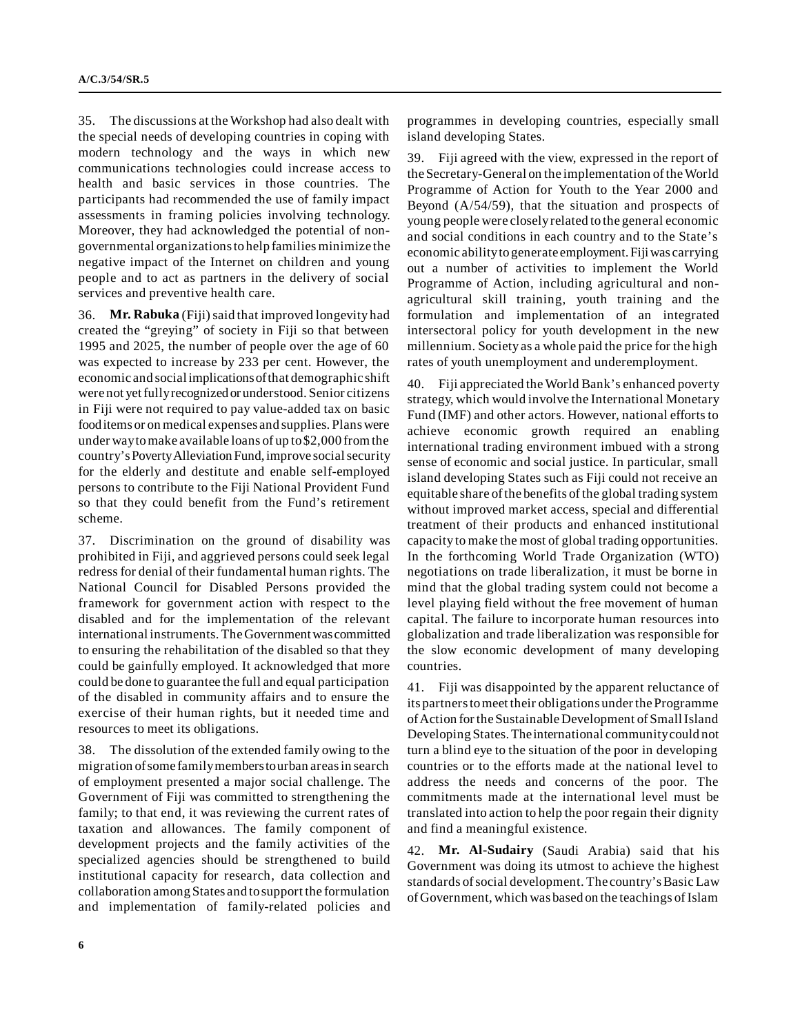35. The discussions at the Workshop had also dealt with the special needs of developing countries in coping with modern technology and the ways in which new communications technologies could increase access to health and basic services in those countries. The participants had recommended the use of family impact assessments in framing policies involving technology. Moreover, they had acknowledged the potential of non-governmental organizations to help families minimize the negative impact of the Internet on children and young people and to act as partners in the delivery of social services and preventive health care.

36. **Mr. Rabuka** (Fiji) said that improved longevity had created the "greying" of society in Fiji so that between 1995 and 2025, the number of people over the age of 60 was expected to increase by 233 per cent. However, the economic and social implications of that demographic shift were not yet fully recognized or understood. Senior citizens in Fiji were not required to pay value-added tax on basic food items or on medical expenses and supplies. Plans were under way to make available loans of up to $2,000 from the country's Poverty Alleviation Fund, improve social security for the elderly and destitute and enable self-employed persons to contribute to the Fiji National Provident Fund so that they could benefit from the Fund's retirement scheme.

37. Discrimination on the ground of disability was prohibited in Fiji, and aggrieved persons could seek legal redress for denial of their fundamental human rights. The National Council for Disabled Persons provided the framework for government action with respect to the disabled and for the implementation of the relevant international instruments. The Government was committed to ensuring the rehabilitation of the disabled so that they could be gainfully employed. It acknowledged that more could be done to guarantee the full and equal participation of the disabled in community affairs and to ensure the exercise of their human rights, but it needed time and resources to meet its obligations.

38. The dissolution of the extended family owing to the migration of some family members to urban areas in search of employment presented a major social challenge. The Government of Fiji was committed to strengthening the family; to that end, it was reviewing the current rates of taxation and allowances. The family component of development projects and the family activities of the specialized agencies should be strengthened to build institutional capacity for research, data collection and collaboration among States and to support the formulation and implementation of family-related policies and programmes in developing countries, especially small island developing States.

39. Fiji agreed with the view, expressed in the report of the Secretary-General on the implementation of the World Programme of Action for Youth to the Year 2000 and Beyond (A/54/59), that the situation and prospects of young people were closely related to the general economic and social conditions in each country and to the State's economic ability to generate employment. Fiji was carrying out a number of activities to implement the World Programme of Action, including agricultural and non-agricultural skill training, youth training and the formulation and implementation of an integrated intersectoral policy for youth development in the new millennium. Society as a whole paid the price for the high rates of youth unemployment and underemployment.

40. Fiji appreciated the World Bank's enhanced poverty strategy, which would involve the International Monetary Fund (IMF) and other actors. However, national efforts to achieve economic growth required an enabling international trading environment imbued with a strong sense of economic and social justice. In particular, small island developing States such as Fiji could not receive an equitable share of the benefits of the global trading system without improved market access, special and differential treatment of their products and enhanced institutional capacity to make the most of global trading opportunities. In the forthcoming World Trade Organization (WTO) negotiations on trade liberalization, it must be borne in mind that the global trading system could not become a level playing field without the free movement of human capital. The failure to incorporate human resources into globalization and trade liberalization was responsible for the slow economic development of many developing countries.

41. Fiji was disappointed by the apparent reluctance of its partners to meet their obligations under the Programme of Action for the Sustainable Development of Small Island Developing States. The international community could not turn a blind eye to the situation of the poor in developing countries or to the efforts made at the national level to address the needs and concerns of the poor. The commitments made at the international level must be translated into action to help the poor regain their dignity and find a meaningful existence.

42. **Mr. Al-Sudairy** (Saudi Arabia) said that his Government was doing its utmost to achieve the highest standards of social development. The country's Basic Law of Government, which was based on the teachings of Islam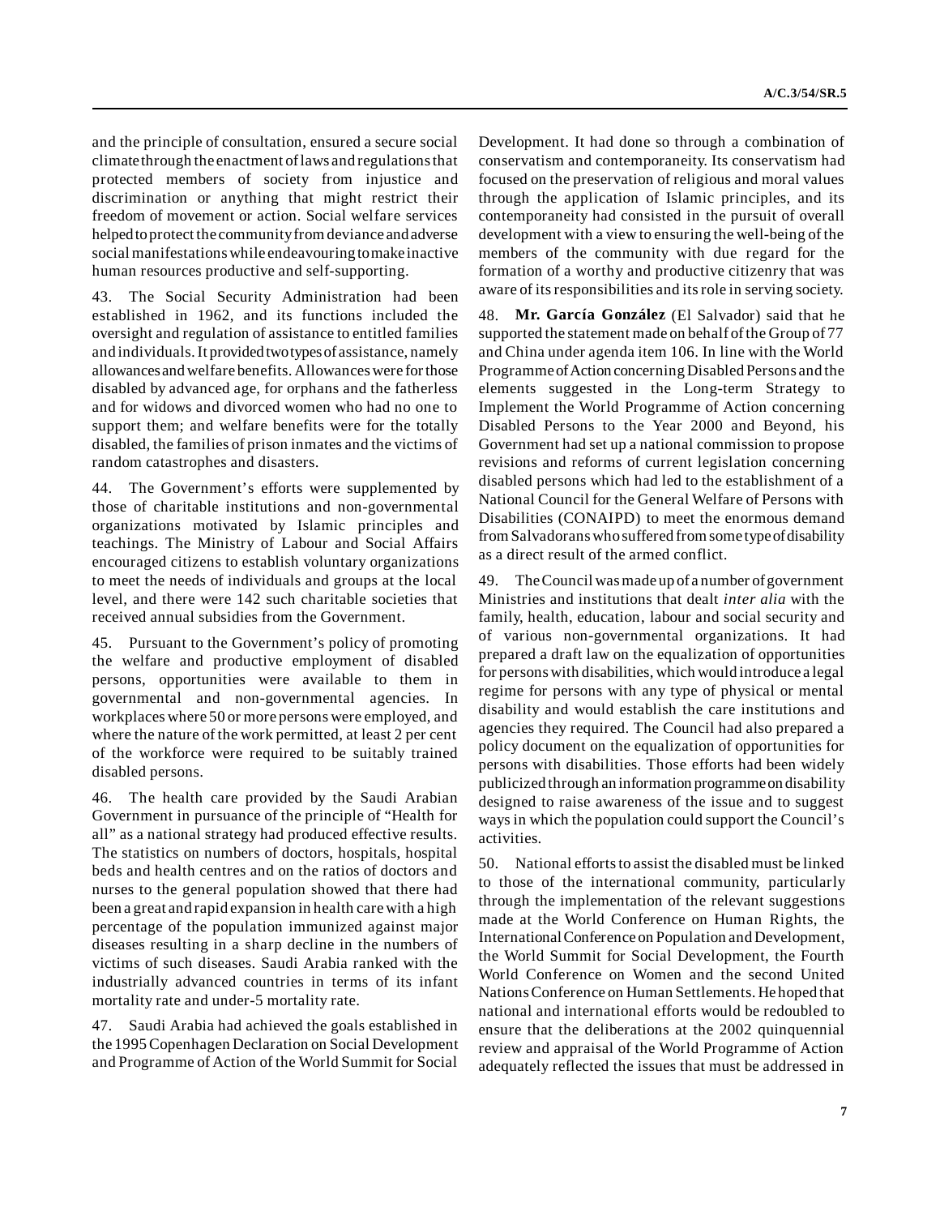and the principle of consultation, ensured a secure social climate through the enactment of laws and regulations that protected members of society from injustice and discrimination or anything that might restrict their freedom of movement or action. Social welfare services helped to protect the community from deviance and adverse social manifestations while endeavouring to make inactive human resources productive and self-supporting.

43. The Social Security Administration had been established in 1962, and its functions included the oversight and regulation of assistance to entitled families and individuals. It provided two types of assistance, namely allowances and welfare benefits. Allowances were for those disabled by advanced age, for orphans and the fatherless and for widows and divorced women who had no one to support them; and welfare benefits were for the totally disabled, the families of prison inmates and the victims of random catastrophes and disasters.

44. The Government's efforts were supplemented by those of charitable institutions and non-governmental organizations motivated by Islamic principles and teachings. The Ministry of Labour and Social Affairs encouraged citizens to establish voluntary organizations to meet the needs of individuals and groups at the local level, and there were 142 such charitable societies that received annual subsidies from the Government.

45. Pursuant to the Government's policy of promoting the welfare and productive employment of disabled persons, opportunities were available to them in governmental and non-governmental agencies. In workplaces where 50 or more persons were employed, and where the nature of the work permitted, at least 2 per cent of the workforce were required to be suitably trained disabled persons.

46. The health care provided by the Saudi Arabian Government in pursuance of the principle of "Health for all" as a national strategy had produced effective results. The statistics on numbers of doctors, hospitals, hospital beds and health centres and on the ratios of doctors and nurses to the general population showed that there had been a great and rapid expansion in health care with a high percentage of the population immunized against major diseases resulting in a sharp decline in the numbers of victims of such diseases. Saudi Arabia ranked with the industrially advanced countries in terms of its infant mortality rate and under-5 mortality rate.

47. Saudi Arabia had achieved the goals established in the 1995 Copenhagen Declaration on Social Development and Programme of Action of the World Summit for Social Development. It had done so through a combination of conservatism and contemporaneity. Its conservatism had focused on the preservation of religious and moral values through the application of Islamic principles, and its contemporaneity had consisted in the pursuit of overall development with a view to ensuring the well-being of the members of the community with due regard for the formation of a worthy and productive citizenry that was aware of its responsibilities and its role in serving society.

48. **Mr. García González** (El Salvador) said that he supported the statement made on behalf of the Group of 77 and China under agenda item 106. In line with the World Programme of Action concerning Disabled Persons and the elements suggested in the Long-term Strategy to Implement the World Programme of Action concerning Disabled Persons to the Year 2000 and Beyond, his Government had set up a national commission to propose revisions and reforms of current legislation concerning disabled persons which had led to the establishment of a National Council for the General Welfare of Persons with Disabilities (CONAIPD) to meet the enormous demand from Salvadorans who suffered from some type of disability as a direct result of the armed conflict.

49. The Council was made up of a number of government Ministries and institutions that dealt *inter alia* with the family, health, education, labour and social security and of various non-governmental organizations. It had prepared a draft law on the equalization of opportunities for persons with disabilities, which would introduce a legal regime for persons with any type of physical or mental disability and would establish the care institutions and agencies they required. The Council had also prepared a policy document on the equalization of opportunities for persons with disabilities. Those efforts had been widely publicized through an information programme on disability designed to raise awareness of the issue and to suggest ways in which the population could support the Council's activities.

50. National efforts to assist the disabled must be linked to those of the international community, particularly through the implementation of the relevant suggestions made at the World Conference on Human Rights, the International Conference on Population and Development, the World Summit for Social Development, the Fourth World Conference on Women and the second United Nations Conference on Human Settlements. He hoped that national and international efforts would be redoubled to ensure that the deliberations at the 2002 quinquennial review and appraisal of the World Programme of Action adequately reflected the issues that must be addressed in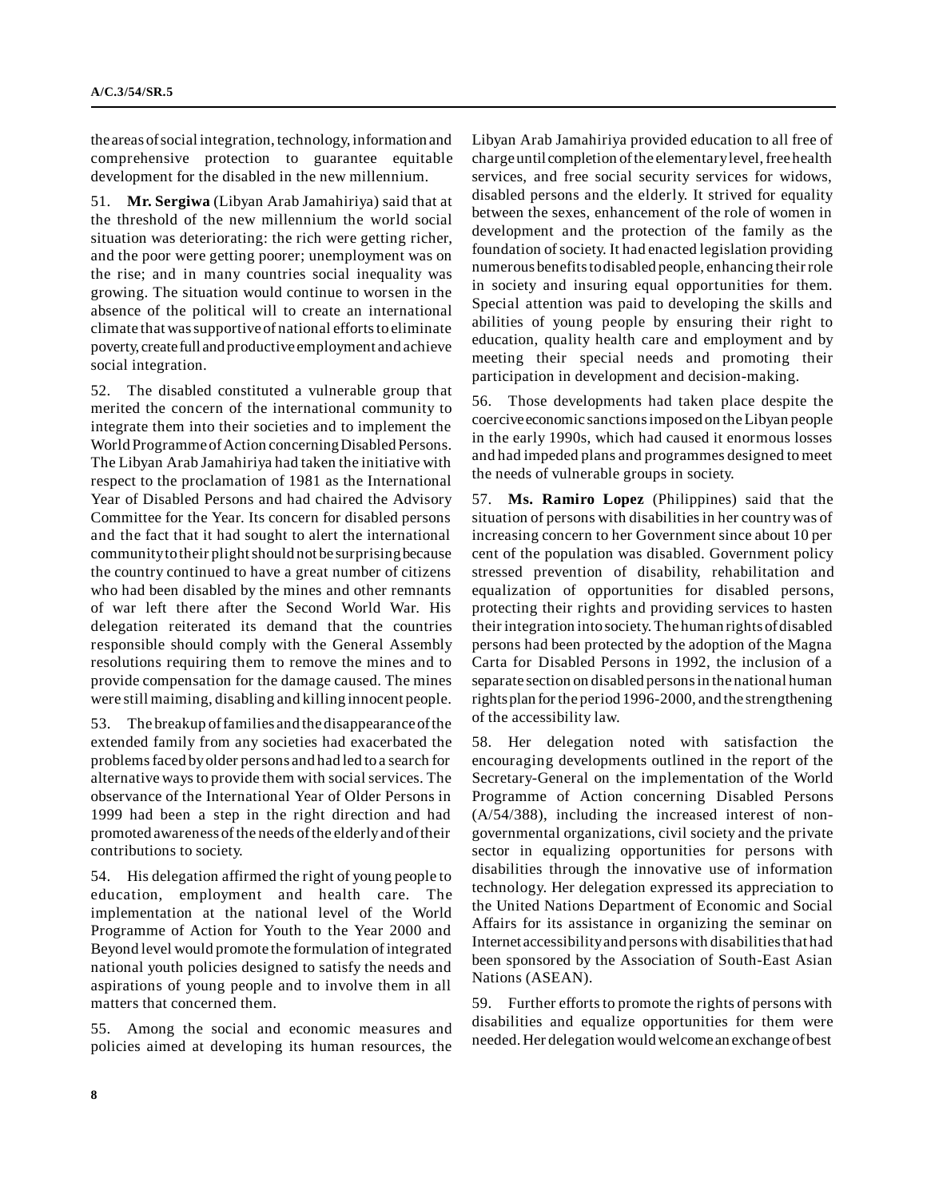the areas of social integration, technology, information and comprehensive protection to guarantee equitable development for the disabled in the new millennium.

51. **Mr. Sergiwa** (Libyan Arab Jamahiriya) said that at the threshold of the new millennium the world social situation was deteriorating: the rich were getting richer, and the poor were getting poorer; unemployment was on the rise; and in many countries social inequality was growing. The situation would continue to worsen in the absence of the political will to create an international climate that was supportive of national efforts to eliminate poverty, create full and productive employment and achieve social integration.

52. The disabled constituted a vulnerable group that merited the concern of the international community to integrate them into their societies and to implement the World Programme of Action concerning Disabled Persons. The Libyan Arab Jamahiriya had taken the initiative with respect to the proclamation of 1981 as the International Year of Disabled Persons and had chaired the Advisory Committee for the Year. Its concern for disabled persons and the fact that it had sought to alert the international community to their plight should not be surprising because the country continued to have a great number of citizens who had been disabled by the mines and other remnants of war left there after the Second World War. His delegation reiterated its demand that the countries responsible should comply with the General Assembly resolutions requiring them to remove the mines and to provide compensation for the damage caused. The mines were still maiming, disabling and killing innocent people.

53. The breakup of families and the disappearance of the extended family from any societies had exacerbated the problems faced by older persons and had led to a search for alternative ways to provide them with social services. The observance of the International Year of Older Persons in 1999 had been a step in the right direction and had promoted awareness of the needs of the elderly and of their contributions to society.

54. His delegation affirmed the right of young people to education, employment and health care. The implementation at the national level of the World Programme of Action for Youth to the Year 2000 and Beyond level would promote the formulation of integrated national youth policies designed to satisfy the needs and aspirations of young people and to involve them in all matters that concerned them.

55. Among the social and economic measures and policies aimed at developing its human resources, the Libyan Arab Jamahiriya provided education to all free of charge until completion of the elementary level, free health services, and free social security services for widows, disabled persons and the elderly. It strived for equality between the sexes, enhancement of the role of women in development and the protection of the family as the foundation of society. It had enacted legislation providing numerous benefits to disabled people, enhancing their role in society and insuring equal opportunities for them. Special attention was paid to developing the skills and abilities of young people by ensuring their right to education, quality health care and employment and by meeting their special needs and promoting their participation in development and decision-making.

56. Those developments had taken place despite the coercive economic sanctions imposed on the Libyan people in the early 1990s, which had caused it enormous losses and had impeded plans and programmes designed to meet the needs of vulnerable groups in society.

57. **Ms. Ramiro Lopez** (Philippines) said that the situation of persons with disabilities in her country was of increasing concern to her Government since about 10 per cent of the population was disabled. Government policy stressed prevention of disability, rehabilitation and equalization of opportunities for disabled persons, protecting their rights and providing services to hasten their integration into society. The human rights of disabled persons had been protected by the adoption of the Magna Carta for Disabled Persons in 1992, the inclusion of a separate section on disabled persons in the national human rights plan for the period 1996-2000, and the strengthening of the accessibility law.

58. Her delegation noted with satisfaction the encouraging developments outlined in the report of the Secretary-General on the implementation of the World Programme of Action concerning Disabled Persons (A/54/388), including the increased interest of non-governmental organizations, civil society and the private sector in equalizing opportunities for persons with disabilities through the innovative use of information technology. Her delegation expressed its appreciation to the United Nations Department of Economic and Social Affairs for its assistance in organizing the seminar on Internet accessibility and persons with disabilities that had been sponsored by the Association of South-East Asian Nations (ASEAN).

59. Further efforts to promote the rights of persons with disabilities and equalize opportunities for them were needed. Her delegation would welcome an exchange of best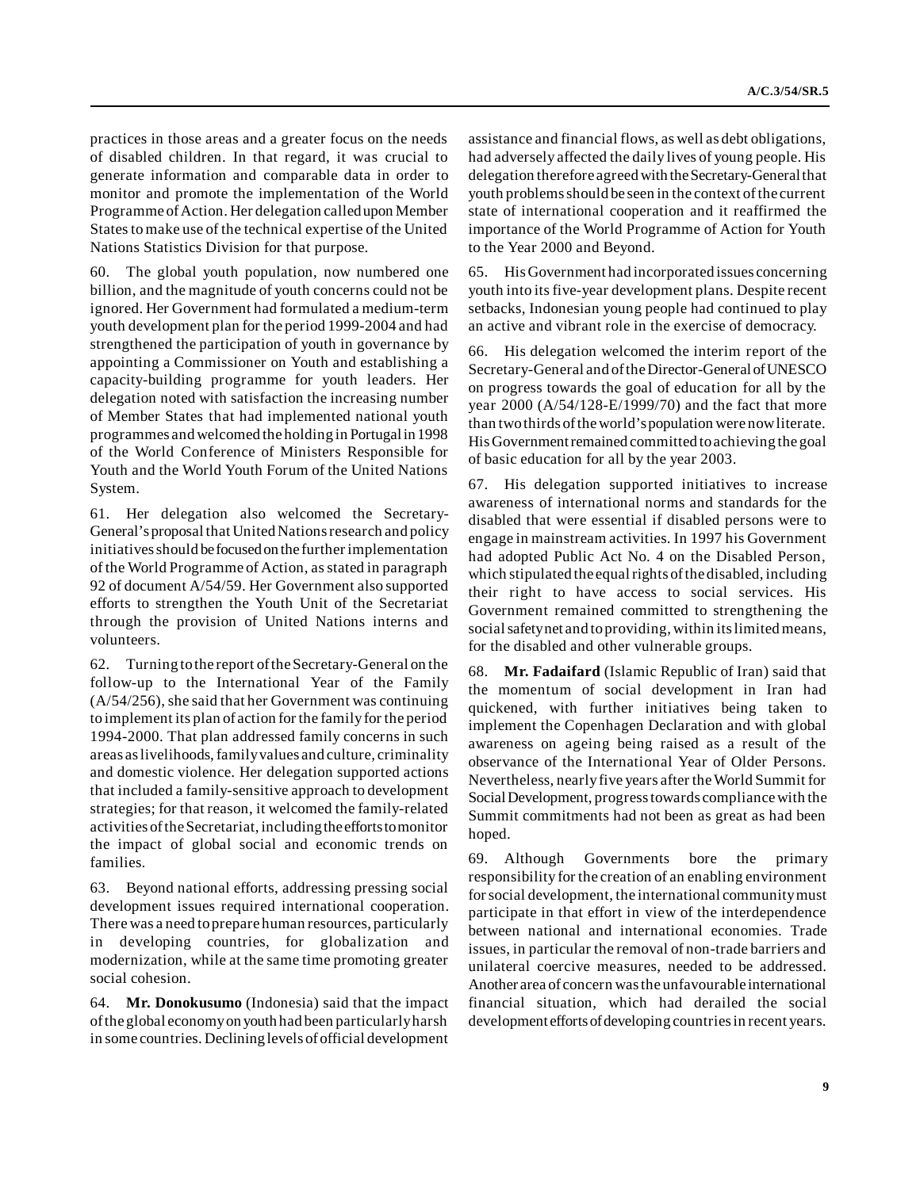practices in those areas and a greater focus on the needs of disabled children. In that regard, it was crucial to generate information and comparable data in order to monitor and promote the implementation of the World Programme of Action. Her delegation called upon Member States to make use of the technical expertise of the United Nations Statistics Division for that purpose.

60. The global youth population, now numbered one billion, and the magnitude of youth concerns could not be ignored. Her Government had formulated a medium-term youth development plan for the period 1999-2004 and had strengthened the participation of youth in governance by appointing a Commissioner on Youth and establishing a capacity-building programme for youth leaders. Her delegation noted with satisfaction the increasing number of Member States that had implemented national youth programmes and welcomed the holding in Portugal in 1998 of the World Conference of Ministers Responsible for Youth and the World Youth Forum of the United Nations System.

61. Her delegation also welcomed the Secretary-General's proposal that United Nations research and policy initiatives should be focused on the further implementation of the World Programme of Action, as stated in paragraph 92 of document A/54/59. Her Government also supported efforts to strengthen the Youth Unit of the Secretariat through the provision of United Nations interns and volunteers.

62. Turning to the report of the Secretary-General on the follow-up to the International Year of the Family (A/54/256), she said that her Government was continuing to implement its plan of action for the family for the period 1994-2000. That plan addressed family concerns in such areas as livelihoods, family values and culture, criminality and domestic violence. Her delegation supported actions that included a family-sensitive approach to development strategies; for that reason, it welcomed the family-related activities of the Secretariat, including the efforts to monitor the impact of global social and economic trends on families.

63. Beyond national efforts, addressing pressing social development issues required international cooperation. There was a need to prepare human resources, particularly in developing countries, for globalization and modernization, while at the same time promoting greater social cohesion.

64. **Mr. Donokusumo** (Indonesia) said that the impact of the global economy on youth had been particularly harsh in some countries. Declining levels of official development assistance and financial flows, as well as debt obligations, had adversely affected the daily lives of young people. His delegation therefore agreed with the Secretary-General that youth problems should be seen in the context of the current state of international cooperation and it reaffirmed the importance of the World Programme of Action for Youth to the Year 2000 and Beyond.

65. His Government had incorporated issues concerning youth into its five-year development plans. Despite recent setbacks, Indonesian young people had continued to play an active and vibrant role in the exercise of democracy.

66. His delegation welcomed the interim report of the Secretary-General and of the Director-General of UNESCO on progress towards the goal of education for all by the year 2000 (A/54/128-E/1999/70) and the fact that more than two thirds of the world's population were now literate. His Government remained committed to achieving the goal of basic education for all by the year 2003.

67. His delegation supported initiatives to increase awareness of international norms and standards for the disabled that were essential if disabled persons were to engage in mainstream activities. In 1997 his Government had adopted Public Act No. 4 on the Disabled Person, which stipulated the equal rights of the disabled, including their right to have access to social services. His Government remained committed to strengthening the social safety net and to providing, within its limited means, for the disabled and other vulnerable groups.

68. **Mr. Fadaifard** (Islamic Republic of Iran) said that the momentum of social development in Iran had quickened, with further initiatives being taken to implement the Copenhagen Declaration and with global awareness on ageing being raised as a result of the observance of the International Year of Older Persons. Nevertheless, nearly five years after the World Summit for Social Development, progress towards compliance with the Summit commitments had not been as great as had been hoped.

69. Although Governments bore the primary responsibility for the creation of an enabling environment for social development, the international community must participate in that effort in view of the interdependence between national and international economies. Trade issues, in particular the removal of non-trade barriers and unilateral coercive measures, needed to be addressed. Another area of concern was the unfavourable international financial situation, which had derailed the social development efforts of developing countries in recent years.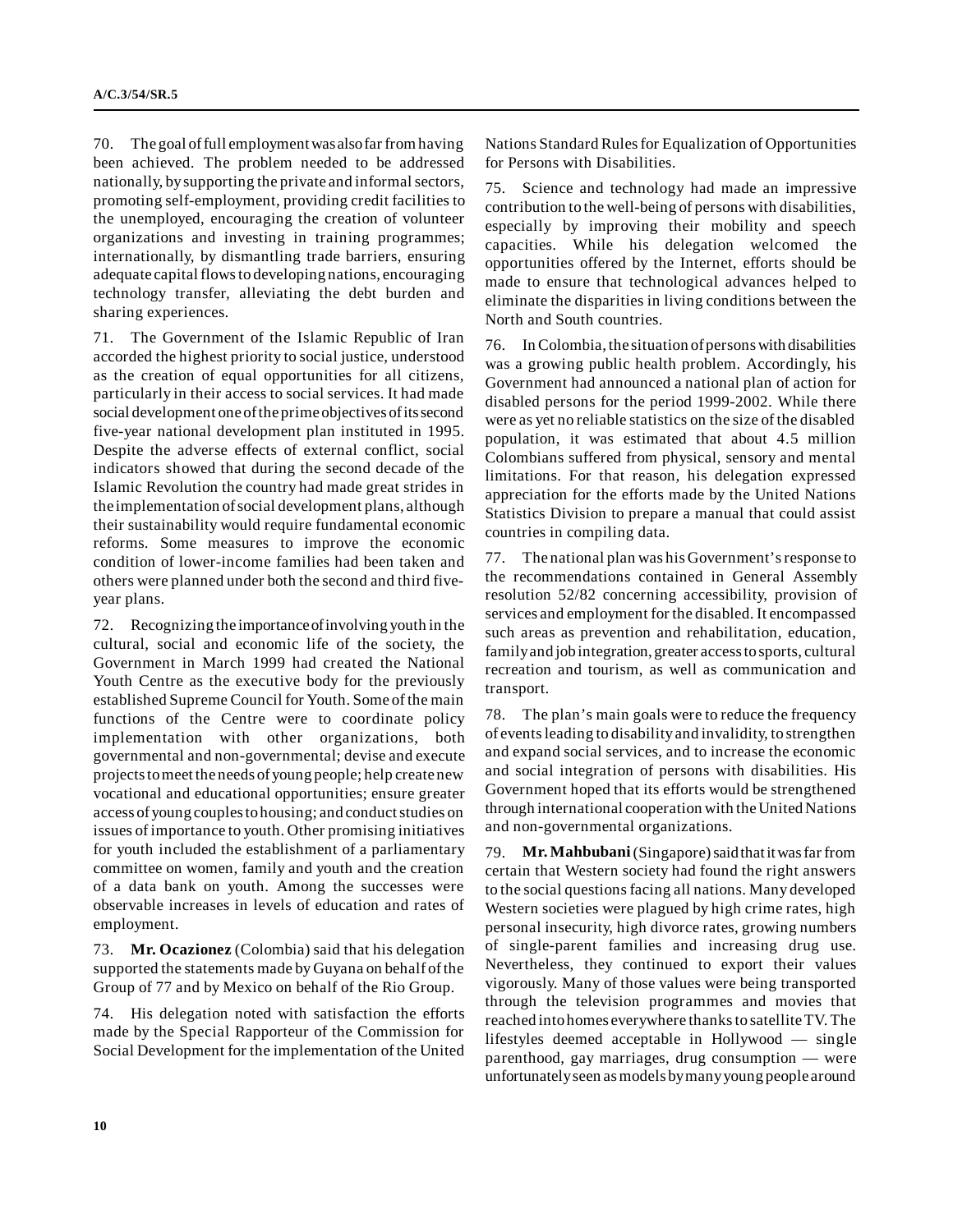70. The goal of full employment was also far from having been achieved. The problem needed to be addressed nationally, by supporting the private and informal sectors, promoting self-employment, providing credit facilities to the unemployed, encouraging the creation of volunteer organizations and investing in training programmes; internationally, by dismantling trade barriers, ensuring adequate capital flows to developing nations, encouraging technology transfer, alleviating the debt burden and sharing experiences.

71. The Government of the Islamic Republic of Iran accorded the highest priority to social justice, understood as the creation of equal opportunities for all citizens, particularly in their access to social services. It had made social development one of the prime objectives of its second five-year national development plan instituted in 1995. Despite the adverse effects of external conflict, social indicators showed that during the second decade of the Islamic Revolution the country had made great strides in the implementation of social development plans, although their sustainability would require fundamental economic reforms. Some measures to improve the economic condition of lower-income families had been taken and others were planned under both the second and third five-year plans.

72. Recognizing the importance of involving youth in the cultural, social and economic life of the society, the Government in March 1999 had created the National Youth Centre as the executive body for the previously established Supreme Council for Youth. Some of the main functions of the Centre were to coordinate policy implementation with other organizations, both governmental and non-governmental; devise and execute projects to meet the needs of young people; help create new vocational and educational opportunities; ensure greater access of young couples to housing; and conduct studies on issues of importance to youth. Other promising initiatives for youth included the establishment of a parliamentary committee on women, family and youth and the creation of a data bank on youth. Among the successes were observable increases in levels of education and rates of employment.

73. **Mr. Ocazionez** (Colombia) said that his delegation supported the statements made by Guyana on behalf of the Group of 77 and by Mexico on behalf of the Rio Group.

74. His delegation noted with satisfaction the efforts made by the Special Rapporteur of the Commission for Social Development for the implementation of the United Nations Standard Rules for Equalization of Opportunities for Persons with Disabilities.

75. Science and technology had made an impressive contribution to the well-being of persons with disabilities, especially by improving their mobility and speech capacities. While his delegation welcomed the opportunities offered by the Internet, efforts should be made to ensure that technological advances helped to eliminate the disparities in living conditions between the North and South countries.

76. In Colombia, the situation of persons with disabilities was a growing public health problem. Accordingly, his Government had announced a national plan of action for disabled persons for the period 1999-2002. While there were as yet no reliable statistics on the size of the disabled population, it was estimated that about 4.5 million Colombians suffered from physical, sensory and mental limitations. For that reason, his delegation expressed appreciation for the efforts made by the United Nations Statistics Division to prepare a manual that could assist countries in compiling data.

77. The national plan was his Government's response to the recommendations contained in General Assembly resolution 52/82 concerning accessibility, provision of services and employment for the disabled. It encompassed such areas as prevention and rehabilitation, education, family and job integration, greater access to sports, cultural recreation and tourism, as well as communication and transport.

78. The plan's main goals were to reduce the frequency of events leading to disability and invalidity, to strengthen and expand social services, and to increase the economic and social integration of persons with disabilities. His Government hoped that its efforts would be strengthened through international cooperation with the United Nations and non-governmental organizations.

79. **Mr. Mahbubani** (Singapore) said that it was far from certain that Western society had found the right answers to the social questions facing all nations. Many developed Western societies were plagued by high crime rates, high personal insecurity, high divorce rates, growing numbers of single-parent families and increasing drug use. Nevertheless, they continued to export their values vigorously. Many of those values were being transported through the television programmes and movies that reached into homes everywhere thanks to satellite TV. The lifestyles deemed acceptable in Hollywood — single parenthood, gay marriages, drug consumption — were unfortunately seen as models by many young people around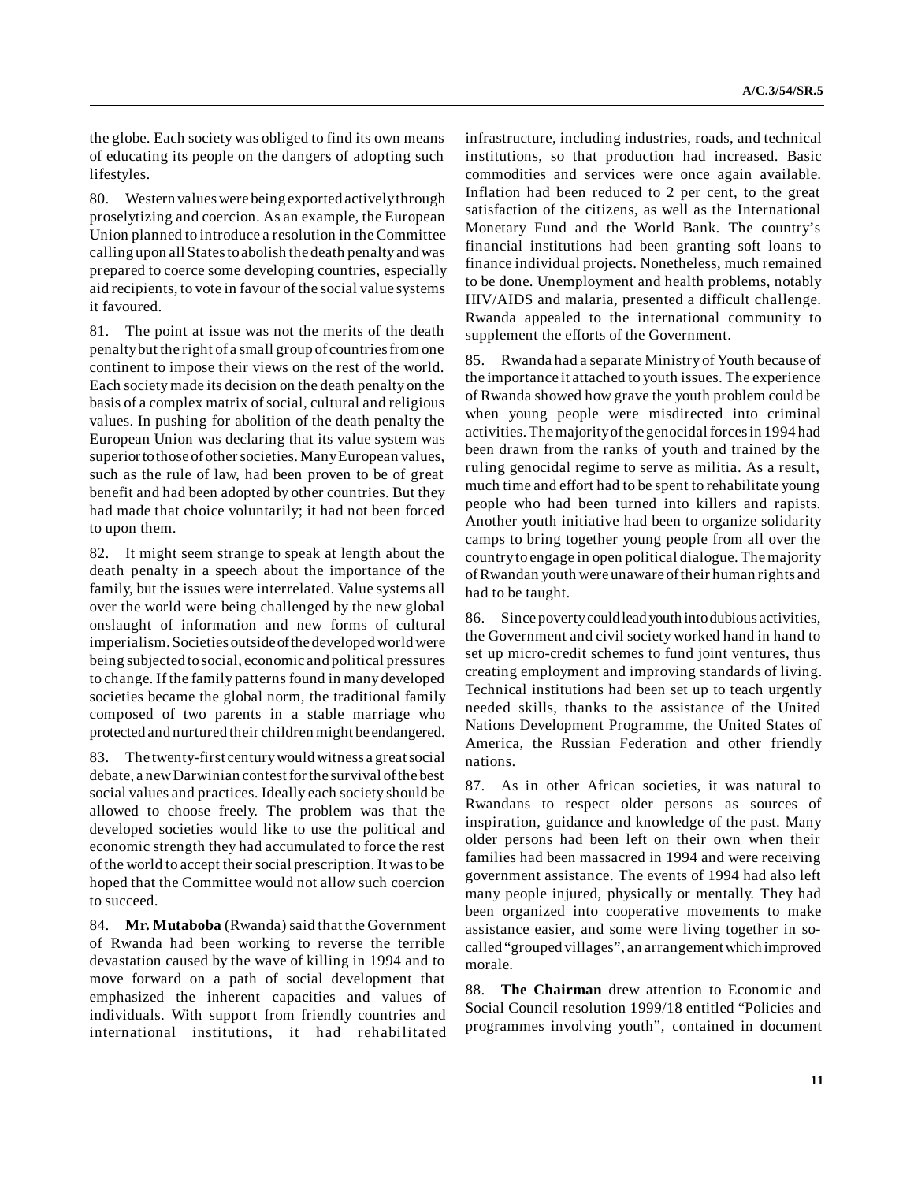the globe. Each society was obliged to find its own means of educating its people on the dangers of adopting such lifestyles.

80. Western values were being exported actively through proselytizing and coercion. As an example, the European Union planned to introduce a resolution in the Committee calling upon all States to abolish the death penalty and was prepared to coerce some developing countries, especially aid recipients, to vote in favour of the social value systems it favoured.

81. The point at issue was not the merits of the death penalty but the right of a small group of countries from one continent to impose their views on the rest of the world. Each society made its decision on the death penalty on the basis of a complex matrix of social, cultural and religious values. In pushing for abolition of the death penalty the European Union was declaring that its value system was superior to those of other societies. Many European values, such as the rule of law, had been proven to be of great benefit and had been adopted by other countries. But they had made that choice voluntarily; it had not been forced to upon them.

82. It might seem strange to speak at length about the death penalty in a speech about the importance of the family, but the issues were interrelated. Value systems all over the world were being challenged by the new global onslaught of information and new forms of cultural imperialism. Societies outside of the developed world were being subjected to social, economic and political pressures to change. If the family patterns found in many developed societies became the global norm, the traditional family composed of two parents in a stable marriage who protected and nurtured their children might be endangered.

83. The twenty-first century would witness a great social debate, a new Darwinian contest for the survival of the best social values and practices. Ideally each society should be allowed to choose freely. The problem was that the developed societies would like to use the political and economic strength they had accumulated to force the rest of the world to accept their social prescription. It was to be hoped that the Committee would not allow such coercion to succeed.

84. **Mr. Mutaboba** (Rwanda) said that the Government of Rwanda had been working to reverse the terrible devastation caused by the wave of killing in 1994 and to move forward on a path of social development that emphasized the inherent capacities and values of individuals. With support from friendly countries and international institutions, it had rehabilitated infrastructure, including industries, roads, and technical institutions, so that production had increased. Basic commodities and services were once again available. Inflation had been reduced to 2 per cent, to the great satisfaction of the citizens, as well as the International Monetary Fund and the World Bank. The country's financial institutions had been granting soft loans to finance individual projects. Nonetheless, much remained to be done. Unemployment and health problems, notably HIV/AIDS and malaria, presented a difficult challenge. Rwanda appealed to the international community to supplement the efforts of the Government.

85. Rwanda had a separate Ministry of Youth because of the importance it attached to youth issues. The experience of Rwanda showed how grave the youth problem could be when young people were misdirected into criminal activities. The majority of the genocidal forces in 1994 had been drawn from the ranks of youth and trained by the ruling genocidal regime to serve as militia. As a result, much time and effort had to be spent to rehabilitate young people who had been turned into killers and rapists. Another youth initiative had been to organize solidarity camps to bring together young people from all over the country to engage in open political dialogue. The majority of Rwandan youth were unaware of their human rights and had to be taught.

86. Since poverty could lead youth into dubious activities, the Government and civil society worked hand in hand to set up micro-credit schemes to fund joint ventures, thus creating employment and improving standards of living. Technical institutions had been set up to teach urgently needed skills, thanks to the assistance of the United Nations Development Programme, the United States of America, the Russian Federation and other friendly nations.

87. As in other African societies, it was natural to Rwandans to respect older persons as sources of inspiration, guidance and knowledge of the past. Many older persons had been left on their own when their families had been massacred in 1994 and were receiving government assistance. The events of 1994 had also left many people injured, physically or mentally. They had been organized into cooperative movements to make assistance easier, and some were living together in so-called "grouped villages", an arrangement which improved morale.

88. **The Chairman** drew attention to Economic and Social Council resolution 1999/18 entitled "Policies and programmes involving youth", contained in document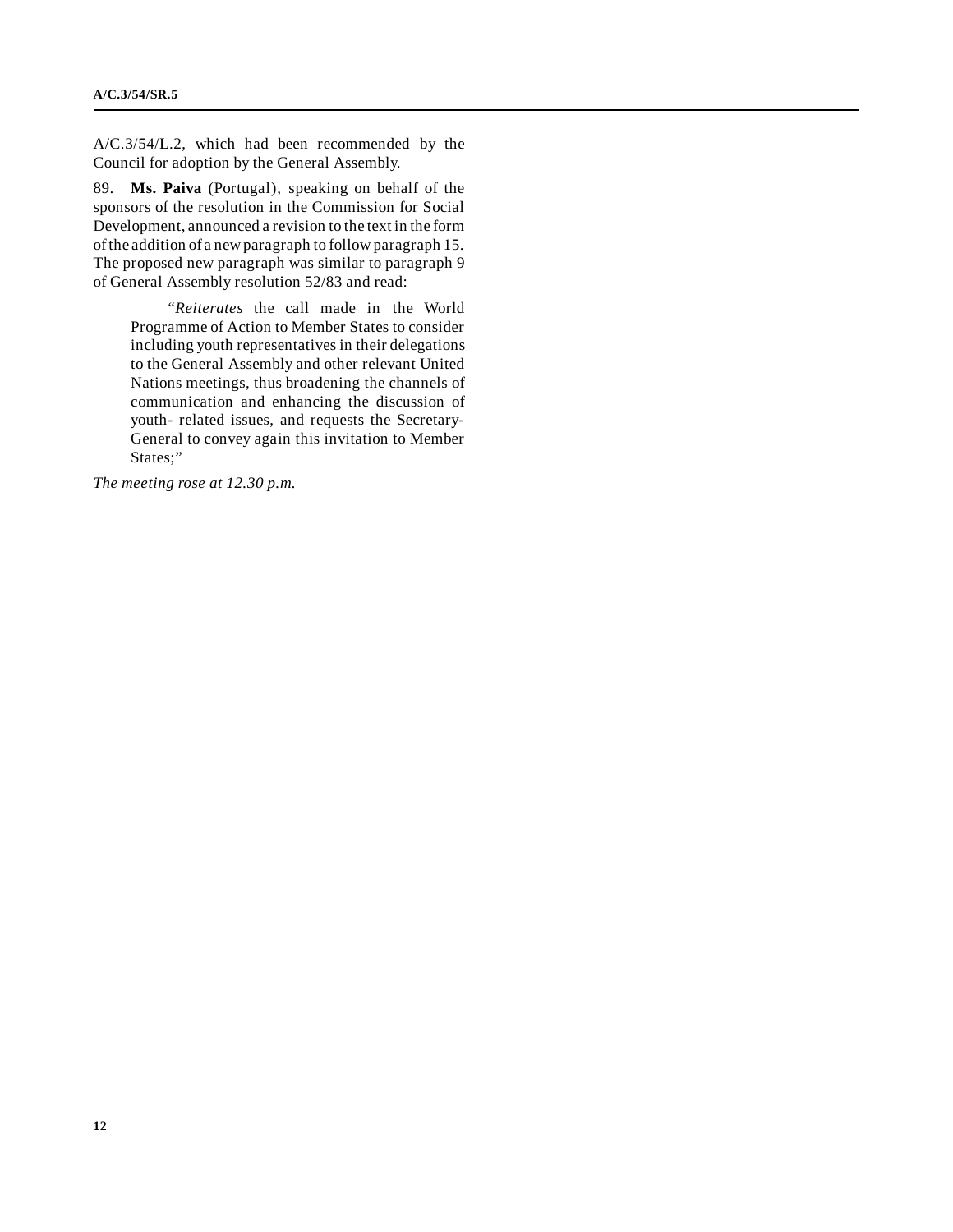A/C.3/54/L.2, which had been recommended by the Council for adoption by the General Assembly.

89. **Ms. Paiva** (Portugal), speaking on behalf of the sponsors of the resolution in the Commission for Social Development, announced a revision to the text in the form of the addition of a new paragraph to follow paragraph 15. The proposed new paragraph was similar to paragraph 9 of General Assembly resolution 52/83 and read:

> "*Reiterates* the call made in the World Programme of Action to Member States to consider including youth representatives in their delegations to the General Assembly and other relevant United Nations meetings, thus broadening the channels of communication and enhancing the discussion of youth- related issues, and requests the Secretary-General to convey again this invitation to Member States;"

*The meeting rose at 12.30 p.m.*